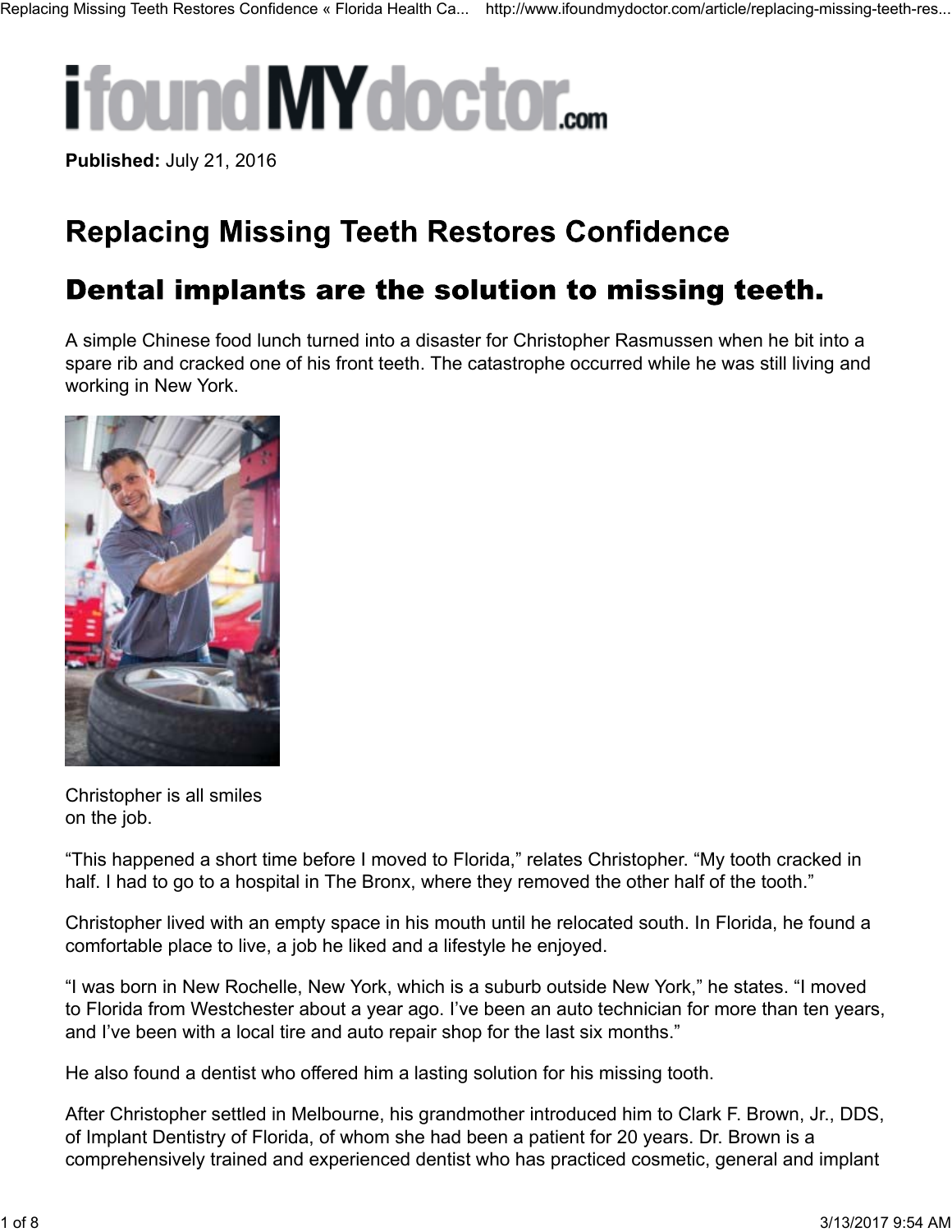ifoundMYdoctor.com

**Published:** July 21, 2016

# Replacing Missing Teeth Restores Confidence

## Dental implants are the solution to missing teeth.

A simple Chinese food lunch turned into a disaster for Christopher Rasmussen when he bit into a spare rib and cracked one of his front teeth. The catastrophe occurred while he was still living and working in New York.

Christopher is all smiles on the job.

"This happened a short time before I moved to Florida," relates Christopher. "My tooth cracked in half. I had to go to a hospital in The Bronx, where they removed the other half of the tooth."

Christopher lived with an empty space in his mouth until he relocated south. In Florida, he found a comfortable place to live, a job he liked and a lifestyle he enjoyed.

"I was born in New Rochelle, New York, which is a suburb outside New York," he states. "I moved to Florida from Westchester about a year ago. I've been an auto technician for more than ten years, and I've been with a local tire and auto repair shop for the last six months."

He also found a dentist who offered him a lasting solution for his missing tooth.

After Christopher settled in Melbourne, his grandmother introduced him to Clark F. Brown, Jr., DDS, of Implant Dentistry of Florida, of whom she had been a patient for 20 years. Dr. Brown is a comprehensively trained and experienced dentist who has practiced cosmetic, general and implant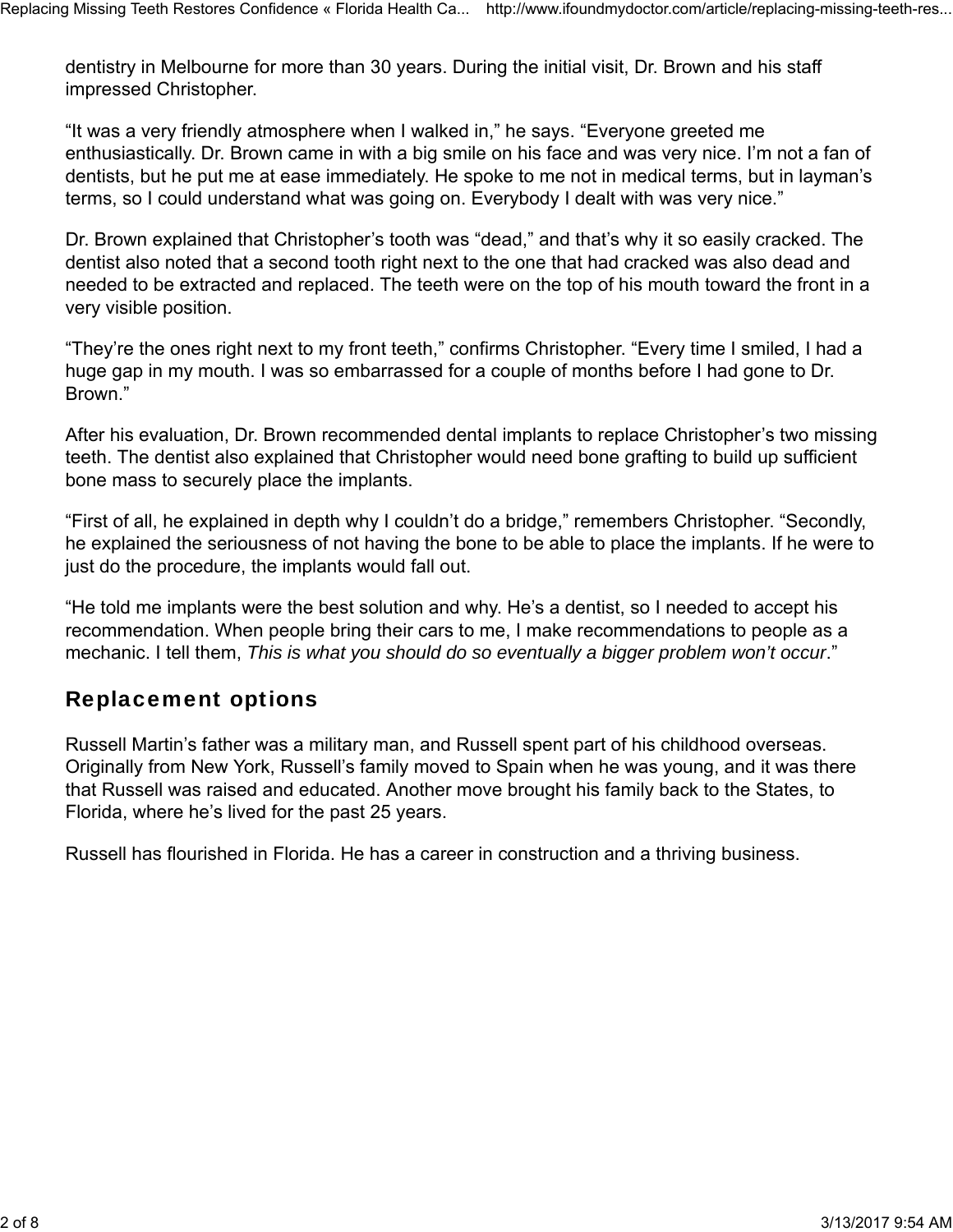dentistry in Melbourne for more than 30 years. During the initial visit, Dr. Brown and his staff impressed Christopher.

“It was a very friendly atmosphere when I walked in,” he says. “Everyone greeted me enthusiastically. Dr. Brown came in with a big smile on his face and was very nice. I’m not a fan of dentists, but he put me at ease immediately. He spoke to me not in medical terms, but in layman’s terms, so I could understand what was going on. Everybody I dealt with was very nice.”

Dr. Brown explained that Christopher’s tooth was “dead,” and that’s why it so easily cracked. The dentist also noted that a second tooth right next to the one that had cracked was also dead and needed to be extracted and replaced. The teeth were on the top of his mouth toward the front in a very visible position.

“They’re the ones right next to my front teeth,” confirms Christopher. “Every time I smiled, I had a huge gap in my mouth. I was so embarrassed for a couple of months before I had gone to Dr. Brown.”

After his evaluation, Dr. Brown recommended dental implants to replace Christopher’s two missing teeth. The dentist also explained that Christopher would need bone grafting to build up sufficient bone mass to securely place the implants.

“First of all, he explained in depth why I couldn’t do a bridge,” remembers Christopher. “Secondly, he explained the seriousness of not having the bone to be able to place the implants. If he were to just do the procedure, the implants would fall out.

“He told me implants were the best solution and why. He’s a dentist, so I needed to accept his recommendation. When people bring their cars to me, I make recommendations to people as a mechanic. I tell them, *This is what you should do so eventually a bigger problem won’t occur*.”

## Replacement options

Russell Martin’s father was a military man, and Russell spent part of his childhood overseas. Originally from New York, Russell’s family moved to Spain when he was young, and it was there that Russell was raised and educated. Another move brought his family back to the States, to Florida, where he’s lived for the past 25 years.

Russell has flourished in Florida. He has a career in construction and a thriving business.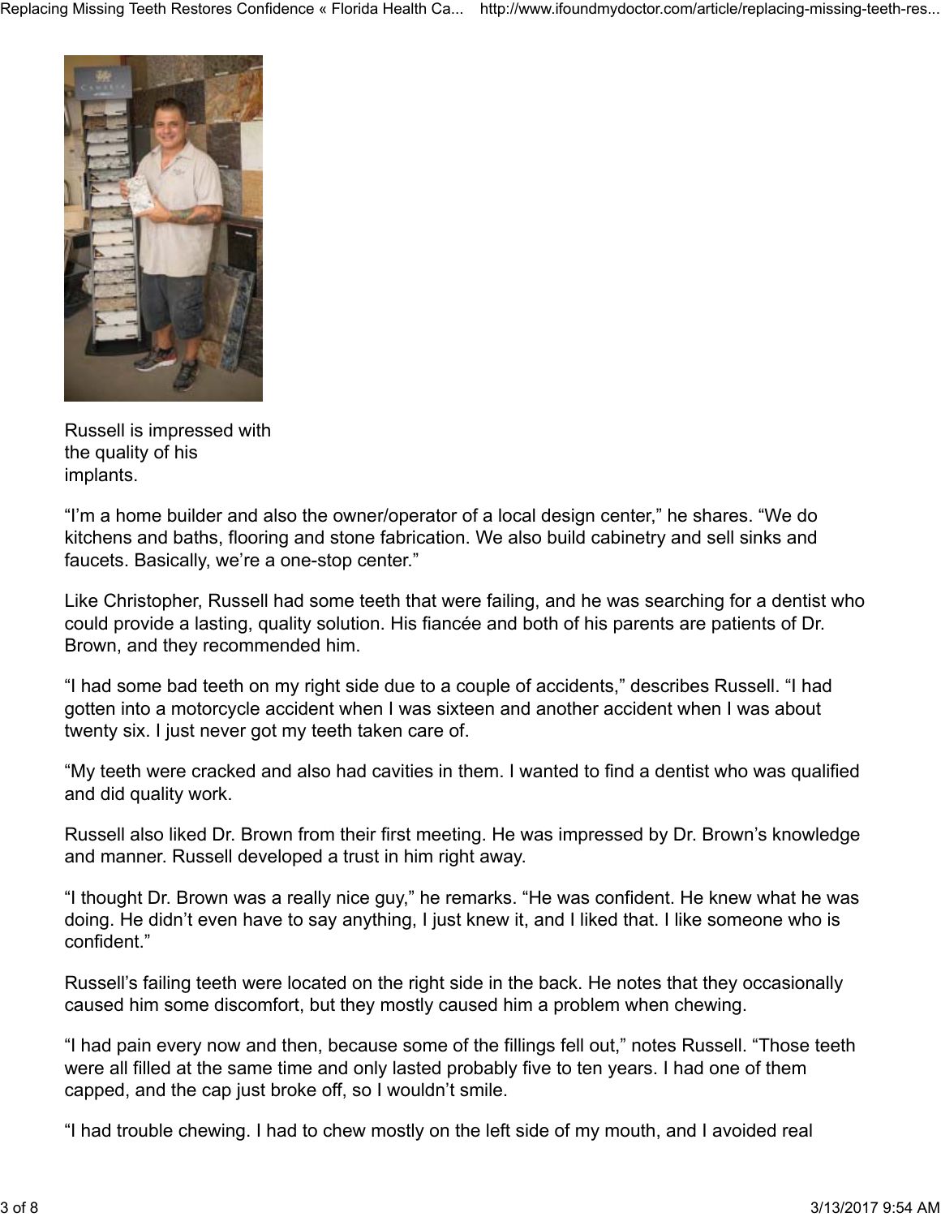Russell is impressed with the quality of his implants.

"I'm a home builder and also the owner/operator of a local design center," he shares. "We do kitchens and baths, flooring and stone fabrication. We also build cabinetry and sell sinks and faucets. Basically, we're a one-stop center."

Like Christopher, Russell had some teeth that were failing, and he was searching for a dentist who could provide a lasting, quality solution. His fiancée and both of his parents are patients of Dr. Brown, and they recommended him.

"I had some bad teeth on my right side due to a couple of accidents," describes Russell. "I had gotten into a motorcycle accident when I was sixteen and another accident when I was about twenty six. I just never got my teeth taken care of.

"My teeth were cracked and also had cavities in them. I wanted to find a dentist who was qualified and did quality work.

Russell also liked Dr. Brown from their first meeting. He was impressed by Dr. Brown's knowledge and manner. Russell developed a trust in him right away.

"I thought Dr. Brown was a really nice guy," he remarks. "He was confident. He knew what he was doing. He didn't even have to say anything, I just knew it, and I liked that. I like someone who is confident."

Russell's failing teeth were located on the right side in the back. He notes that they occasionally caused him some discomfort, but they mostly caused him a problem when chewing.

"I had pain every now and then, because some of the fillings fell out," notes Russell. "Those teeth were all filled at the same time and only lasted probably five to ten years. I had one of them capped, and the cap just broke off, so I wouldn't smile.

"I had trouble chewing. I had to chew mostly on the left side of my mouth, and I avoided real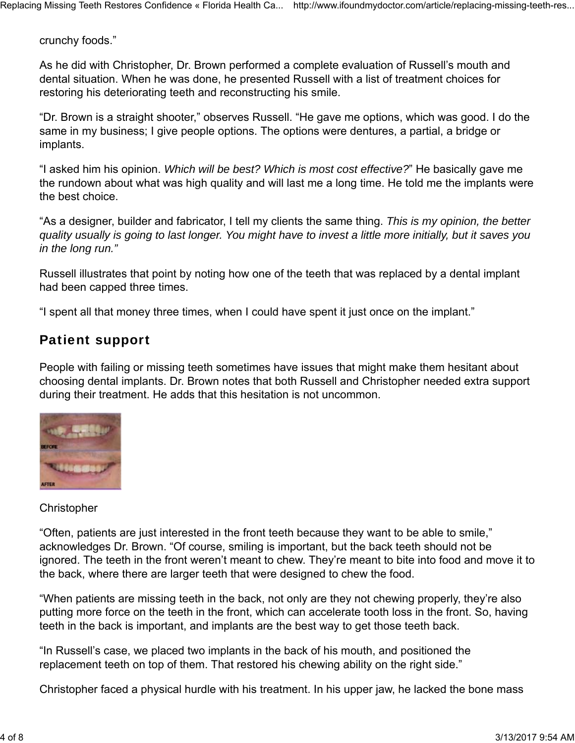crunchy foods."

As he did with Christopher, Dr. Brown performed a complete evaluation of Russell's mouth and dental situation. When he was done, he presented Russell with a list of treatment choices for restoring his deteriorating teeth and reconstructing his smile.

"Dr. Brown is a straight shooter," observes Russell. "He gave me options, which was good. I do the same in my business; I give people options. The options were dentures, a partial, a bridge or implants.

"I asked him his opinion. *Which will be best? Which is most cost effective?*" He basically gave me the rundown about what was high quality and will last me a long time. He told me the implants were the best choice.

"As a designer, builder and fabricator, I tell my clients the same thing. *This is my opinion, the better quality usually is going to last longer. You might have to invest a little more initially, but it saves you in the long run."*

Russell illustrates that point by noting how one of the teeth that was replaced by a dental implant had been capped three times.

"I spent all that money three times, when I could have spent it just once on the implant."

## Patient support

People with failing or missing teeth sometimes have issues that might make them hesitant about choosing dental implants. Dr. Brown notes that both Russell and Christopher needed extra support during their treatment. He adds that this hesitation is not uncommon.

BEFORE

AFTER

Christopher

"Often, patients are just interested in the front teeth because they want to be able to smile," acknowledges Dr. Brown. "Of course, smiling is important, but the back teeth should not be ignored. The teeth in the front weren't meant to chew. They're meant to bite into food and move it to the back, where there are larger teeth that were designed to chew the food.

"When patients are missing teeth in the back, not only are they not chewing properly, they're also putting more force on the teeth in the front, which can accelerate tooth loss in the front. So, having teeth in the back is important, and implants are the best way to get those teeth back.

"In Russell's case, we placed two implants in the back of his mouth, and positioned the replacement teeth on top of them. That restored his chewing ability on the right side."

Christopher faced a physical hurdle with his treatment. In his upper jaw, he lacked the bone mass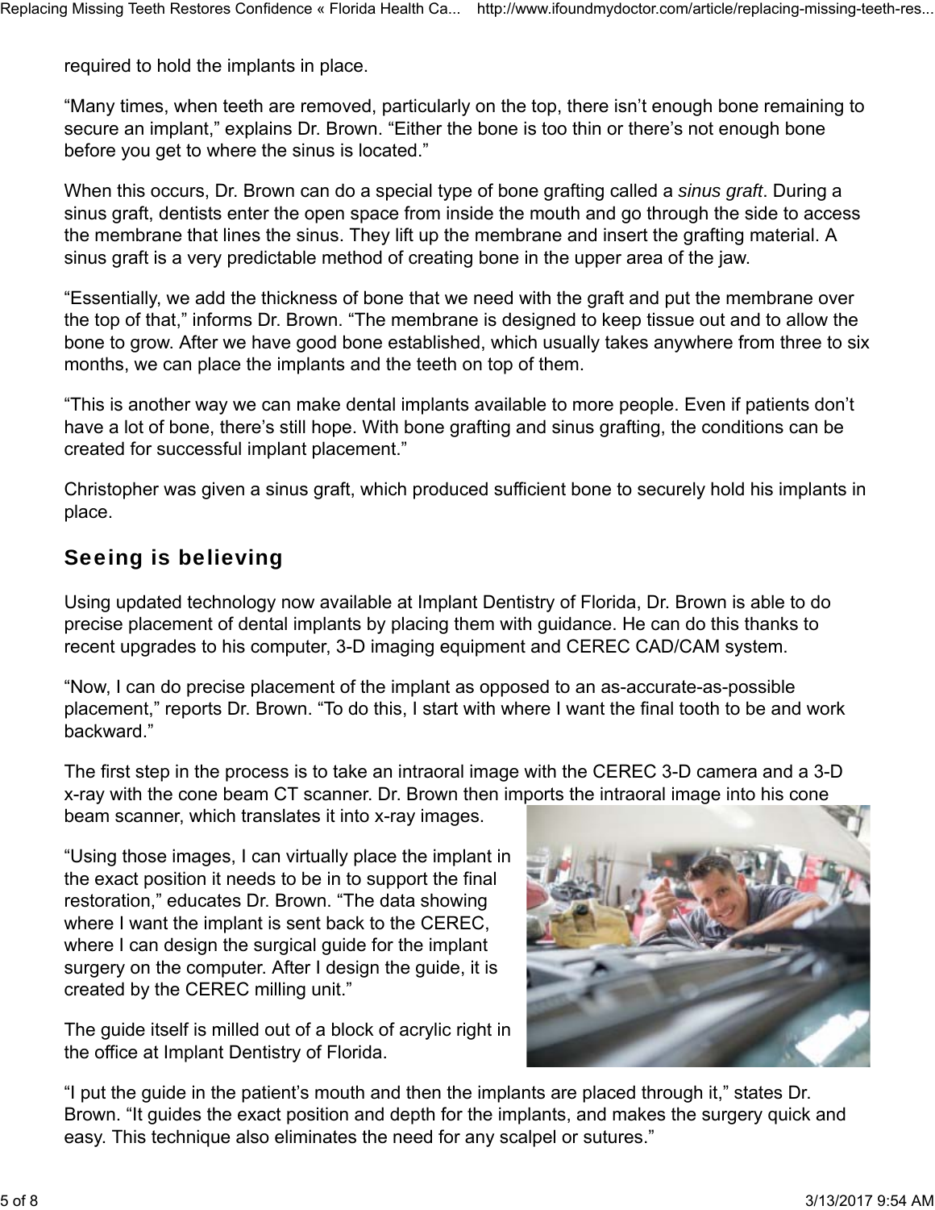required to hold the implants in place.

“Many times, when teeth are removed, particularly on the top, there isn’t enough bone remaining to secure an implant,” explains Dr. Brown. “Either the bone is too thin or there’s not enough bone before you get to where the sinus is located.”

When this occurs, Dr. Brown can do a special type of bone grafting called a *sinus graft*. During a sinus graft, dentists enter the open space from inside the mouth and go through the side to access the membrane that lines the sinus. They lift up the membrane and insert the grafting material. A sinus graft is a very predictable method of creating bone in the upper area of the jaw.

“Essentially, we add the thickness of bone that we need with the graft and put the membrane over the top of that,” informs Dr. Brown. “The membrane is designed to keep tissue out and to allow the bone to grow. After we have good bone established, which usually takes anywhere from three to six months, we can place the implants and the teeth on top of them.

“This is another way we can make dental implants available to more people. Even if patients don’t have a lot of bone, there’s still hope. With bone grafting and sinus grafting, the conditions can be created for successful implant placement.”

Christopher was given a sinus graft, which produced sufficient bone to securely hold his implants in place.

## Seeing is believing

Using updated technology now available at Implant Dentistry of Florida, Dr. Brown is able to do precise placement of dental implants by placing them with guidance. He can do this thanks to recent upgrades to his computer, 3-D imaging equipment and CEREC CAD/CAM system.

“Now, I can do precise placement of the implant as opposed to an as-accurate-as-possible placement,” reports Dr. Brown. “To do this, I start with where I want the final tooth to be and work backward.”

The first step in the process is to take an intraoral image with the CEREC 3-D camera and a 3-D x-ray with the cone beam CT scanner. Dr. Brown then imports the intraoral image into his cone beam scanner, which translates it into x-ray images.

“Using those images, I can virtually place the implant in the exact position it needs to be in to support the final restoration,” educates Dr. Brown. “The data showing where I want the implant is sent back to the CEREC, where I can design the surgical guide for the implant surgery on the computer. After I design the guide, it is created by the CEREC milling unit.”

The guide itself is milled out of a block of acrylic right in the office at Implant Dentistry of Florida.

“I put the guide in the patient’s mouth and then the implants are placed through it,” states Dr. Brown. “It guides the exact position and depth for the implants, and makes the surgery quick and easy. This technique also eliminates the need for any scalpel or sutures.”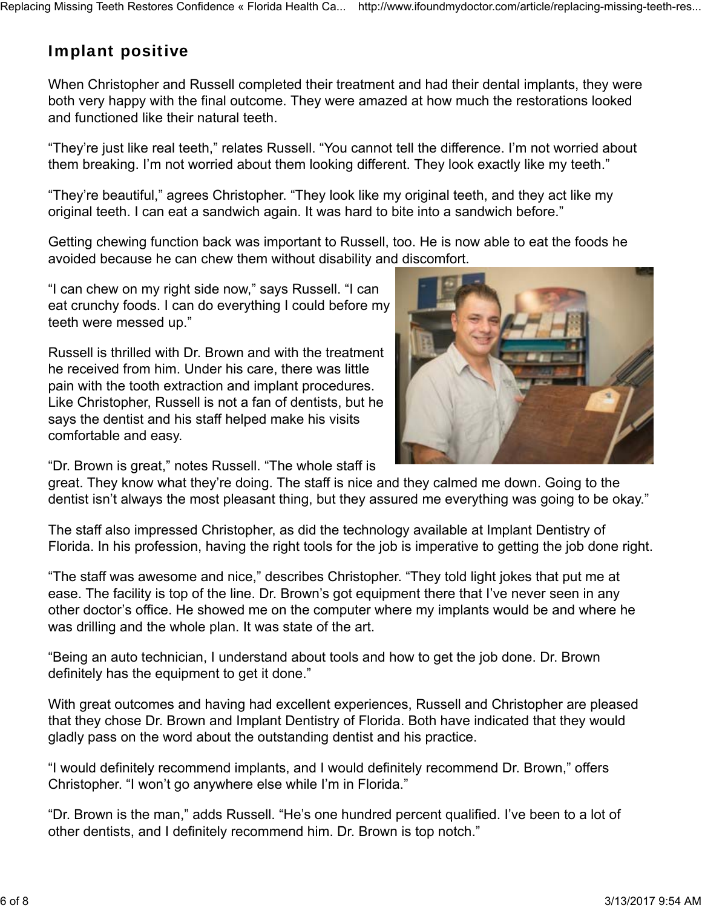## Implant positive

When Christopher and Russell completed their treatment and had their dental implants, they were both very happy with the final outcome. They were amazed at how much the restorations looked and functioned like their natural teeth.

“They’re just like real teeth,” relates Russell. “You cannot tell the difference. I’m not worried about them breaking. I’m not worried about them looking different. They look exactly like my teeth.”

“They’re beautiful,” agrees Christopher. “They look like my original teeth, and they act like my original teeth. I can eat a sandwich again. It was hard to bite into a sandwich before.”

Getting chewing function back was important to Russell, too. He is now able to eat the foods he avoided because he can chew them without disability and discomfort.

“I can chew on my right side now,” says Russell. “I can eat crunchy foods. I can do everything I could before my teeth were messed up.”

Russell is thrilled with Dr. Brown and with the treatment he received from him. Under his care, there was little pain with the tooth extraction and implant procedures. Like Christopher, Russell is not a fan of dentists, but he says the dentist and his staff helped make his visits comfortable and easy.

“Dr. Brown is great,” notes Russell. “The whole staff is great. They know what they’re doing. The staff is nice and they calmed me down. Going to the dentist isn’t always the most pleasant thing, but they assured me everything was going to be okay.”

The staff also impressed Christopher, as did the technology available at Implant Dentistry of Florida. In his profession, having the right tools for the job is imperative to getting the job done right.

“The staff was awesome and nice,” describes Christopher. “They told light jokes that put me at ease. The facility is top of the line. Dr. Brown’s got equipment there that I’ve never seen in any other doctor’s office. He showed me on the computer where my implants would be and where he was drilling and the whole plan. It was state of the art.

“Being an auto technician, I understand about tools and how to get the job done. Dr. Brown definitely has the equipment to get it done.”

With great outcomes and having had excellent experiences, Russell and Christopher are pleased that they chose Dr. Brown and Implant Dentistry of Florida. Both have indicated that they would gladly pass on the word about the outstanding dentist and his practice.

“I would definitely recommend implants, and I would definitely recommend Dr. Brown,” offers Christopher. “I won’t go anywhere else while I’m in Florida.”

“Dr. Brown is the man,” adds Russell. “He’s one hundred percent qualified. I’ve been to a lot of other dentists, and I definitely recommend him. Dr. Brown is top notch.”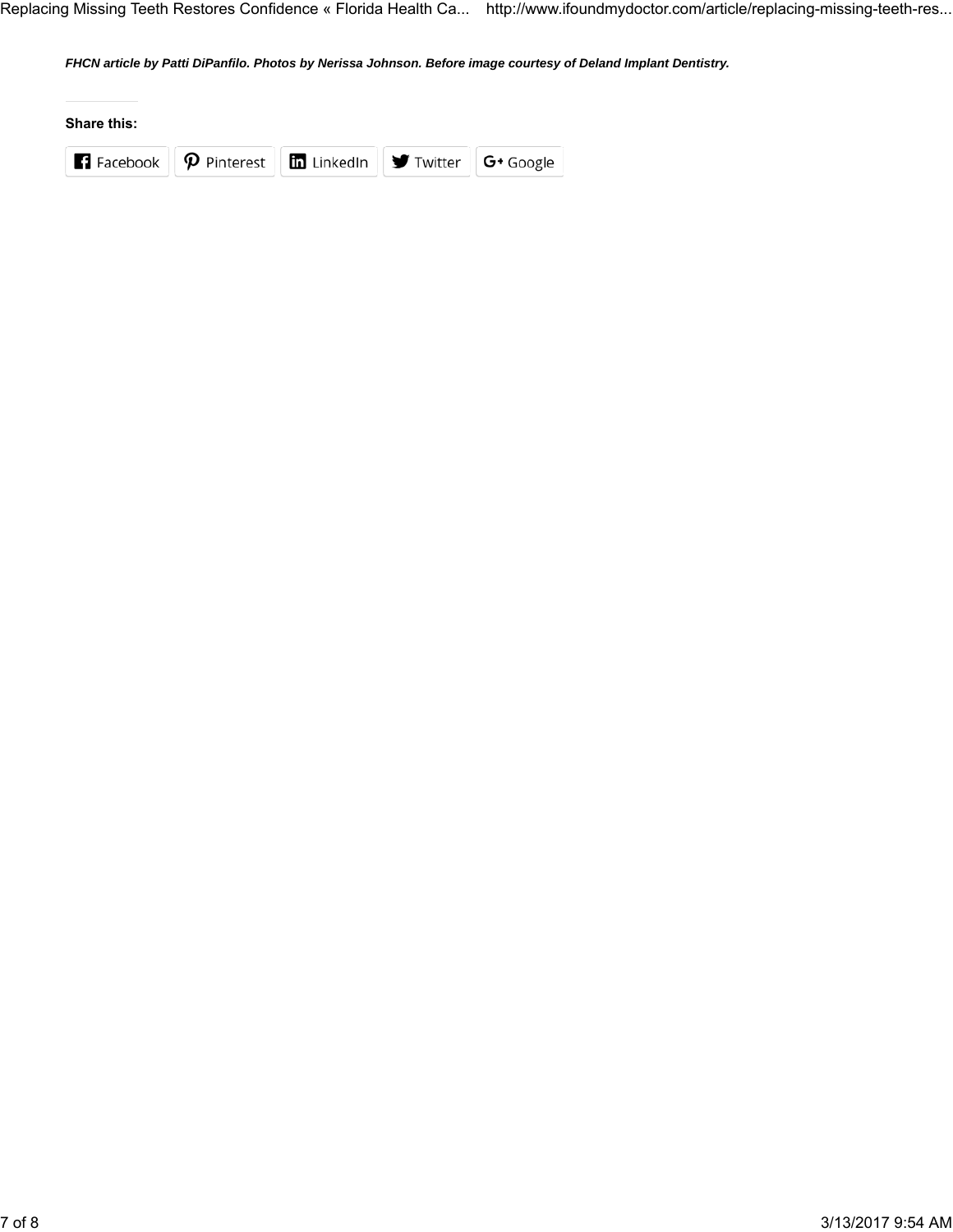***FHCN article by Patti DiPanfilo. Photos by Nerissa Johnson. Before image courtesy of Deland Implant Dentistry.***

**Share this:**

Facebook Pinterest LinkedIn Twitter Google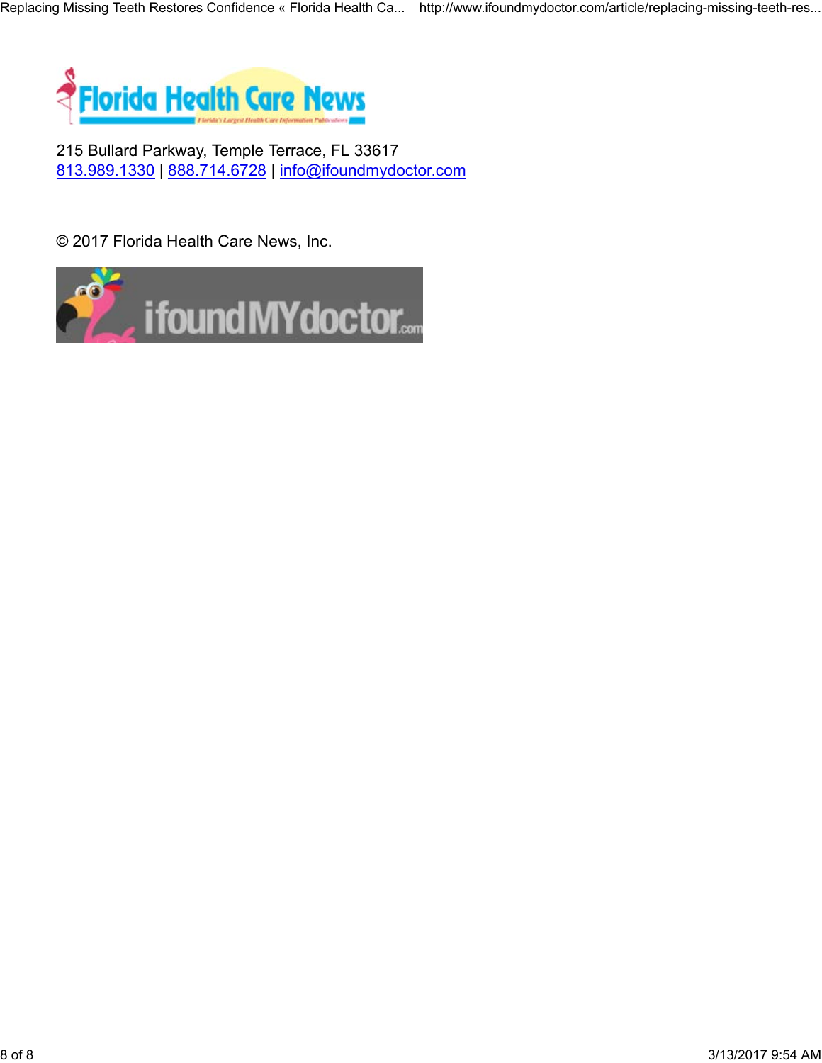Florida Health Care News

Florida's Largest Health Care Information Publications

215 Bullard Parkway, Temple Terrace, FL 33617
813.989.1330 | 888.714.6728 | info@ifoundmydoctor.com

© 2017 Florida Health Care News, Inc.

ifoundMYdoctor.com